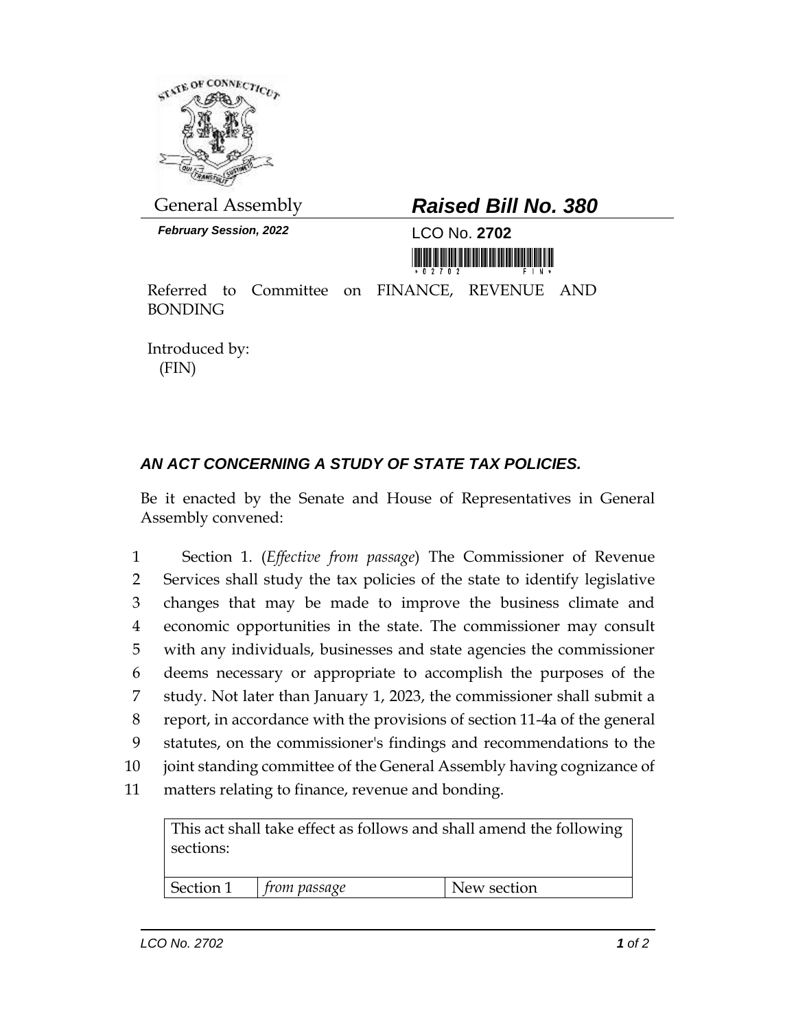General Assembly

***February Session, 2022***

## *Raised Bill No. 380*

LCO No. **2702**

Referred to Committee on FINANCE, REVENUE AND BONDING

Introduced by:
(FIN)

### *AN ACT CONCERNING A STUDY OF STATE TAX POLICIES.*

Be it enacted by the Senate and House of Representatives in General Assembly convened:

Section 1. (*Effective from passage*) The Commissioner of Revenue Services shall study the tax policies of the state to identify legislative changes that may be made to improve the business climate and economic opportunities in the state. The commissioner may consult with any individuals, businesses and state agencies the commissioner deems necessary or appropriate to accomplish the purposes of the study. Not later than January 1, 2023, the commissioner shall submit a report, in accordance with the provisions of section 11-4a of the general statutes, on the commissioner's findings and recommendations to the joint standing committee of the General Assembly having cognizance of matters relating to finance, revenue and bonding.

| This act shall take effect as follows and shall amend the following sections: | | |
|---|---|---|
| Section 1 | *from passage* | New section |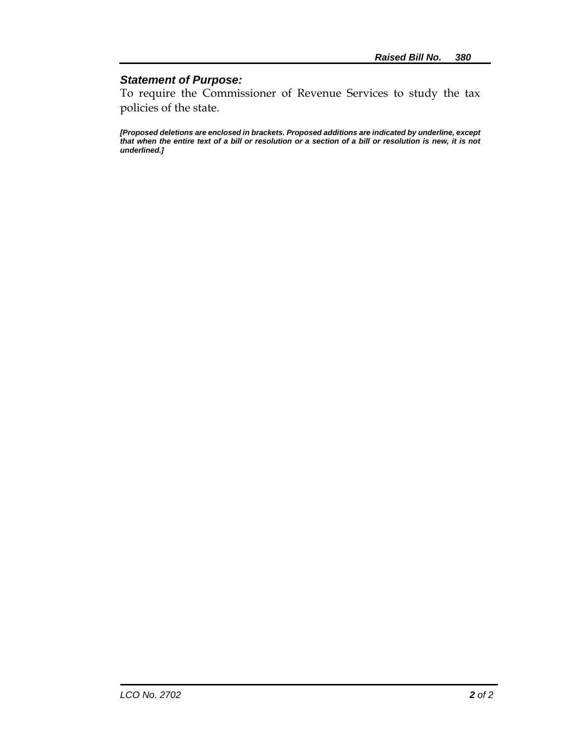### *Statement of Purpose:*

To require the Commissioner of Revenue Services to study the tax policies of the state.

***[Proposed deletions are enclosed in brackets. Proposed additions are indicated by underline, except that when the entire text of a bill or resolution or a section of a bill or resolution is new, it is not underlined.]***